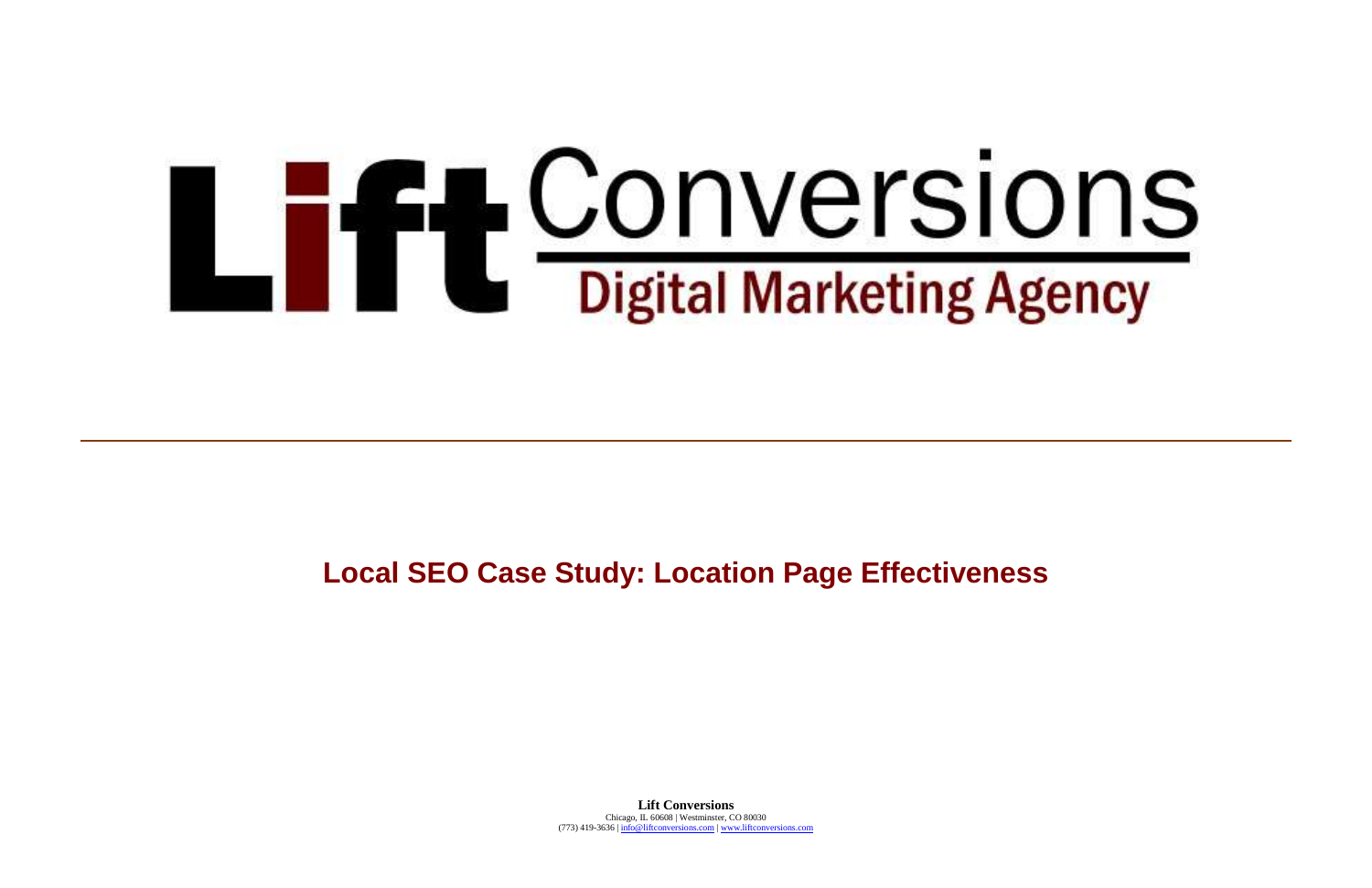# Lift Conversions

Digital Marketing Agency

---

## Local SEO Case Study: Location Page Effectiveness

**Lift Conversions**
Chicago, IL 60608 | Westminster, CO 80030
(773) 419-3636 | info@liftconversions.com | www.liftconversions.com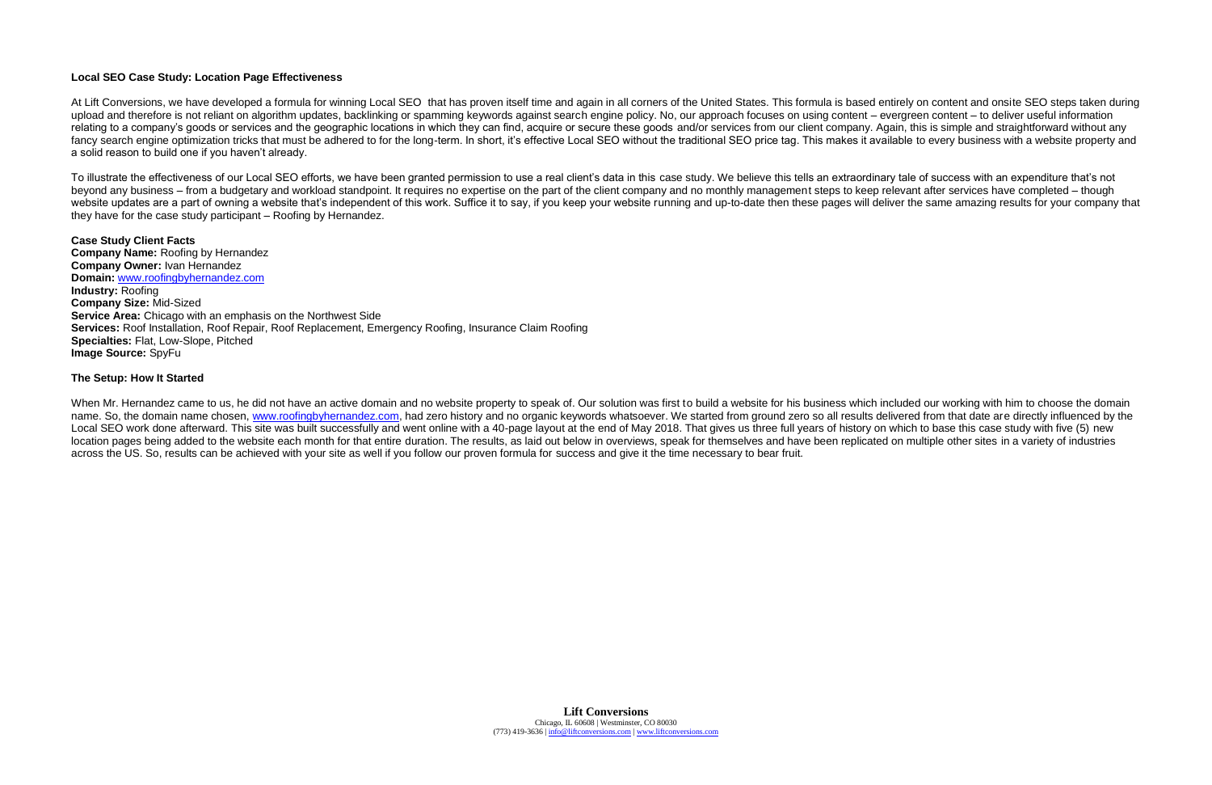**Local SEO Case Study: Location Page Effectiveness**

At Lift Conversions, we have developed a formula for winning Local SEO that has proven itself time and again in all corners of the United States. This formula is based entirely on content and onsite SEO steps taken during upload and therefore is not reliant on algorithm updates, backlinking or spamming keywords against search engine policy. No, our approach focuses on using content – evergreen content – to deliver useful information relating to a company's goods or services and the geographic locations in which they can find, acquire or secure these goods and/or services from our client company. Again, this is simple and straightforward without any fancy search engine optimization tricks that must be adhered to for the long-term. In short, it's effective Local SEO without the traditional SEO price tag. This makes it available to every business with a website property and a solid reason to build one if you haven't already.

To illustrate the effectiveness of our Local SEO efforts, we have been granted permission to use a real client's data in this case study. We believe this tells an extraordinary tale of success with an expenditure that's not beyond any business – from a budgetary and workload standpoint. It requires no expertise on the part of the client company and no monthly management steps to keep relevant after services have completed – though website updates are a part of owning a website that's independent of this work. Suffice it to say, if you keep your website running and up-to-date then these pages will deliver the same amazing results for your company that they have for the case study participant – Roofing by Hernandez.

**Case Study Client Facts**
**Company Name:** Roofing by Hernandez
**Company Owner:** Ivan Hernandez
**Domain:** www.roofingbyhernandez.com
**Industry:** Roofing
**Company Size:** Mid-Sized
**Service Area:** Chicago with an emphasis on the Northwest Side
**Services:** Roof Installation, Roof Repair, Roof Replacement, Emergency Roofing, Insurance Claim Roofing
**Specialties:** Flat, Low-Slope, Pitched
**Image Source:** SpyFu

**The Setup: How It Started**

When Mr. Hernandez came to us, he did not have an active domain and no website property to speak of. Our solution was first to build a website for his business which included our working with him to choose the domain name. So, the domain name chosen, www.roofingbyhernandez.com, had zero history and no organic keywords whatsoever. We started from ground zero so all results delivered from that date are directly influenced by the Local SEO work done afterward. This site was built successfully and went online with a 40-page layout at the end of May 2018. That gives us three full years of history on which to base this case study with five (5) new location pages being added to the website each month for that entire duration. The results, as laid out below in overviews, speak for themselves and have been replicated on multiple other sites in a variety of industries across the US. So, results can be achieved with your site as well if you follow our proven formula for success and give it the time necessary to bear fruit.

**Lift Conversions**
Chicago, IL 60608 | Westminster, CO 80030
(773) 419-3636 | info@liftconversions.com | www.liftconversions.com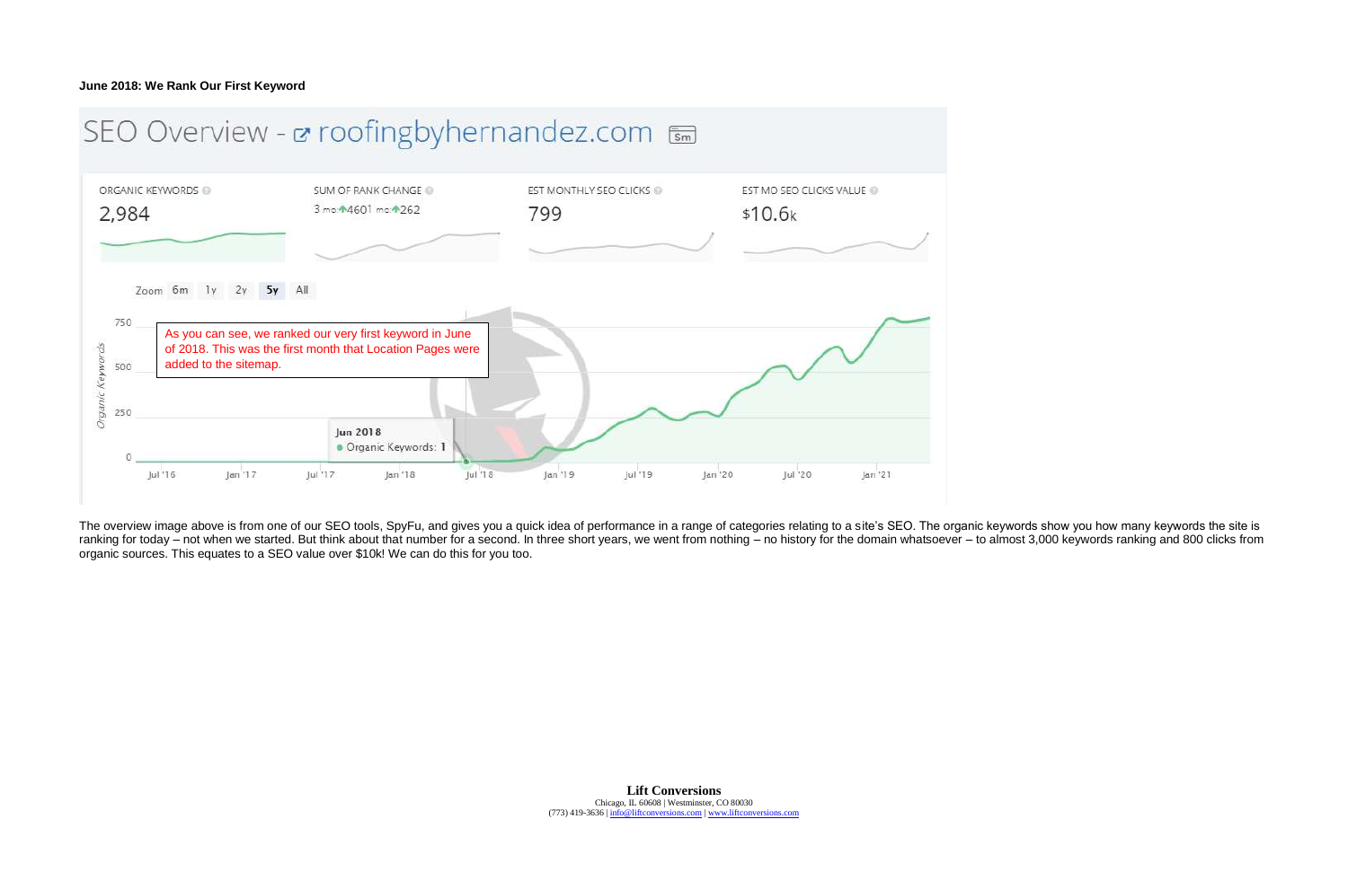**June 2018: We Rank Our First Keyword**

SEO Overview - roofingbyhernandez.com

| ORGANIC KEYWORDS | SUM OF RANK CHANGE | EST MONTHLY SEO CLICKS | EST MO SEO CLICKS VALUE |
| --- | --- | --- | --- |
| 2,984 | 3 mo: ↑4601 mo: ↑262 | 799 | $10.6k |

Zoom 6m 1y 2y 5y All

As you can see, we ranked our very first keyword in June of 2018. This was the first month that Location Pages were added to the sitemap.

Jun 2018
● Organic Keywords: 1

The overview image above is from one of our SEO tools, SpyFu, and gives you a quick idea of performance in a range of categories relating to a site's SEO. The organic keywords show you how many keywords the site is ranking for today – not when we started. But think about that number for a second. In three short years, we went from nothing – no history for the domain whatsoever – to almost 3,000 keywords ranking and 800 clicks from organic sources. This equates to a SEO value over $10k! We can do this for you too.

**Lift Conversions**
Chicago, IL 60608 | Westminster, CO 80030
(773) 419-3636 | info@liftconversions.com | www.liftconversions.com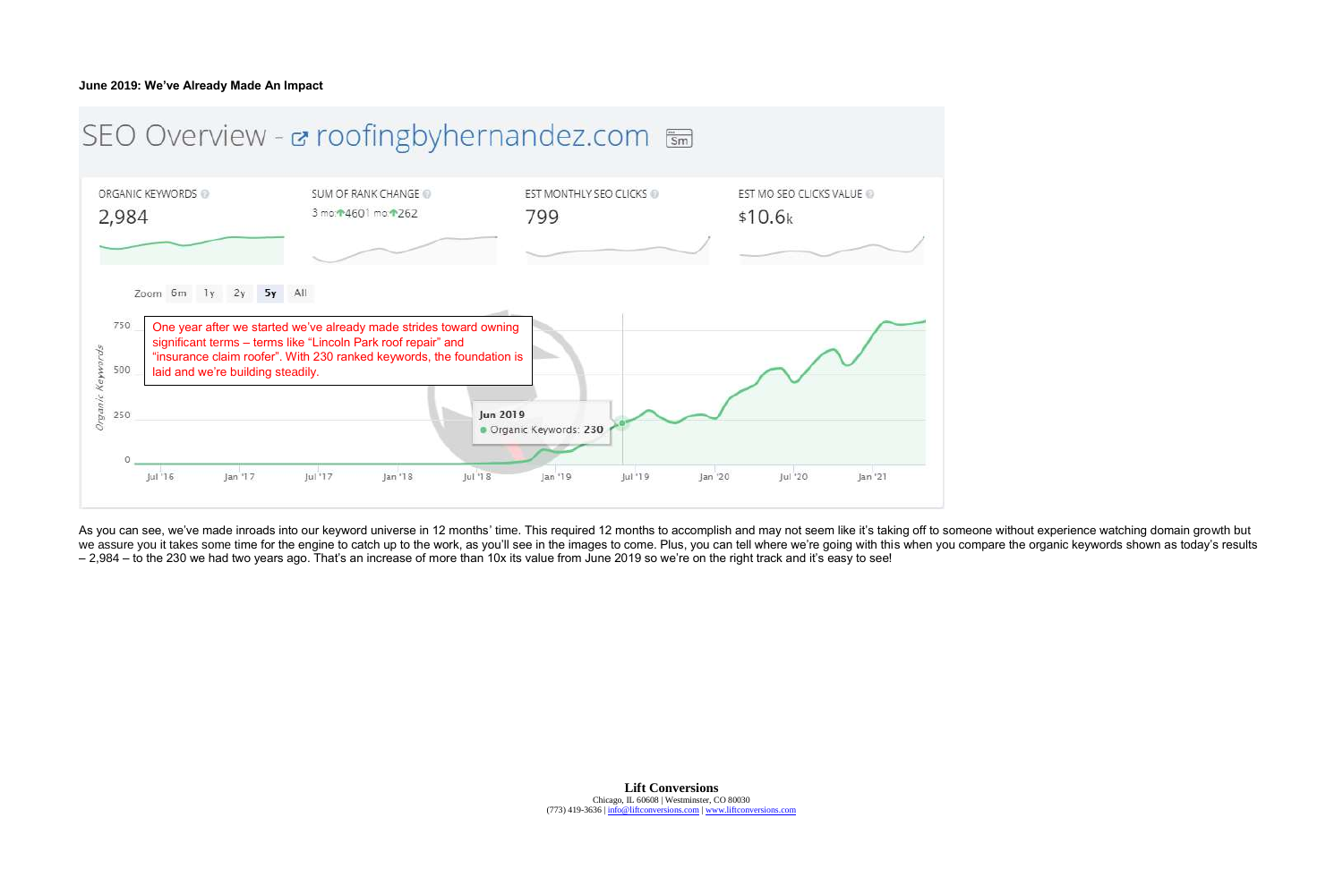**June 2019: We've Already Made An Impact**

SEO Overview - roofingbyhernandez.com

| ORGANIC KEYWORDS | SUM OF RANK CHANGE | EST MONTHLY SEO CLICKS | EST MO SEO CLICKS VALUE |
|---|---|---|---|
| 2,984 | 3 mo: ↑4601 mo: ↑262 | 799 | $10.6k |

One year after we started we've already made strides toward owning significant terms – terms like "Lincoln Park roof repair" and "insurance claim roofer". With 230 ranked keywords, the foundation is laid and we're building steadily.

Jun 2019 — Organic Keywords: 230

As you can see, we've made inroads into our keyword universe in 12 months' time. This required 12 months to accomplish and may not seem like it's taking off to someone without experience watching domain growth but we assure you it takes some time for the engine to catch up to the work, as you'll see in the images to come. Plus, you can tell where we're going with this when you compare the organic keywords shown as today's results – 2,984 – to the 230 we had two years ago. That's an increase of more than 10x its value from June 2019 so we're on the right track and it's easy to see!

**Lift Conversions**
Chicago, IL 60608 | Westminster, CO 80030
(773) 419-3636 | info@liftconversions.com | www.liftconversions.com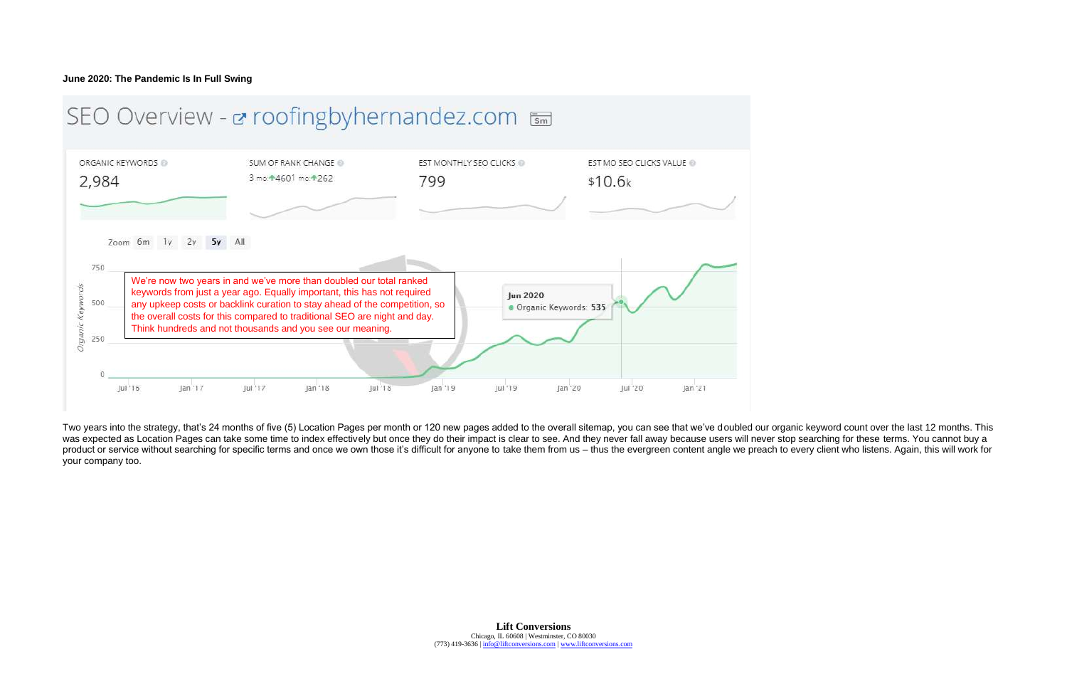**June 2020: The Pandemic Is In Full Swing**

SEO Overview - roofingbyhernandez.com

| ORGANIC KEYWORDS | SUM OF RANK CHANGE | EST MONTHLY SEO CLICKS | EST MO SEO CLICKS VALUE |
|---|---|---|---|
| 2,984 | 3 mo: ↑4601 mo: ↑262 | 799 | $10.6k |

We're now two years in and we've more than doubled our total ranked keywords from just a year ago. Equally important, this has not required any upkeep costs or backlink curation to stay ahead of the competition, so the overall costs for this compared to traditional SEO are night and day. Think hundreds and not thousands and you see our meaning.

Jun 2020 — Organic Keywords: 535

Two years into the strategy, that's 24 months of five (5) Location Pages per month or 120 new pages added to the overall sitemap, you can see that we've doubled our organic keyword count over the last 12 months. This was expected as Location Pages can take some time to index effectively but once they do their impact is clear to see. And they never fall away because users will never stop searching for these terms. You cannot buy a product or service without searching for specific terms and once we own those it's difficult for anyone to take them from us – thus the evergreen content angle we preach to every client who listens. Again, this will work for your company too.

**Lift Conversions**
Chicago, IL 60608 | Westminster, CO 80030
(773) 419-3636 | info@liftconversions.com | www.liftconversions.com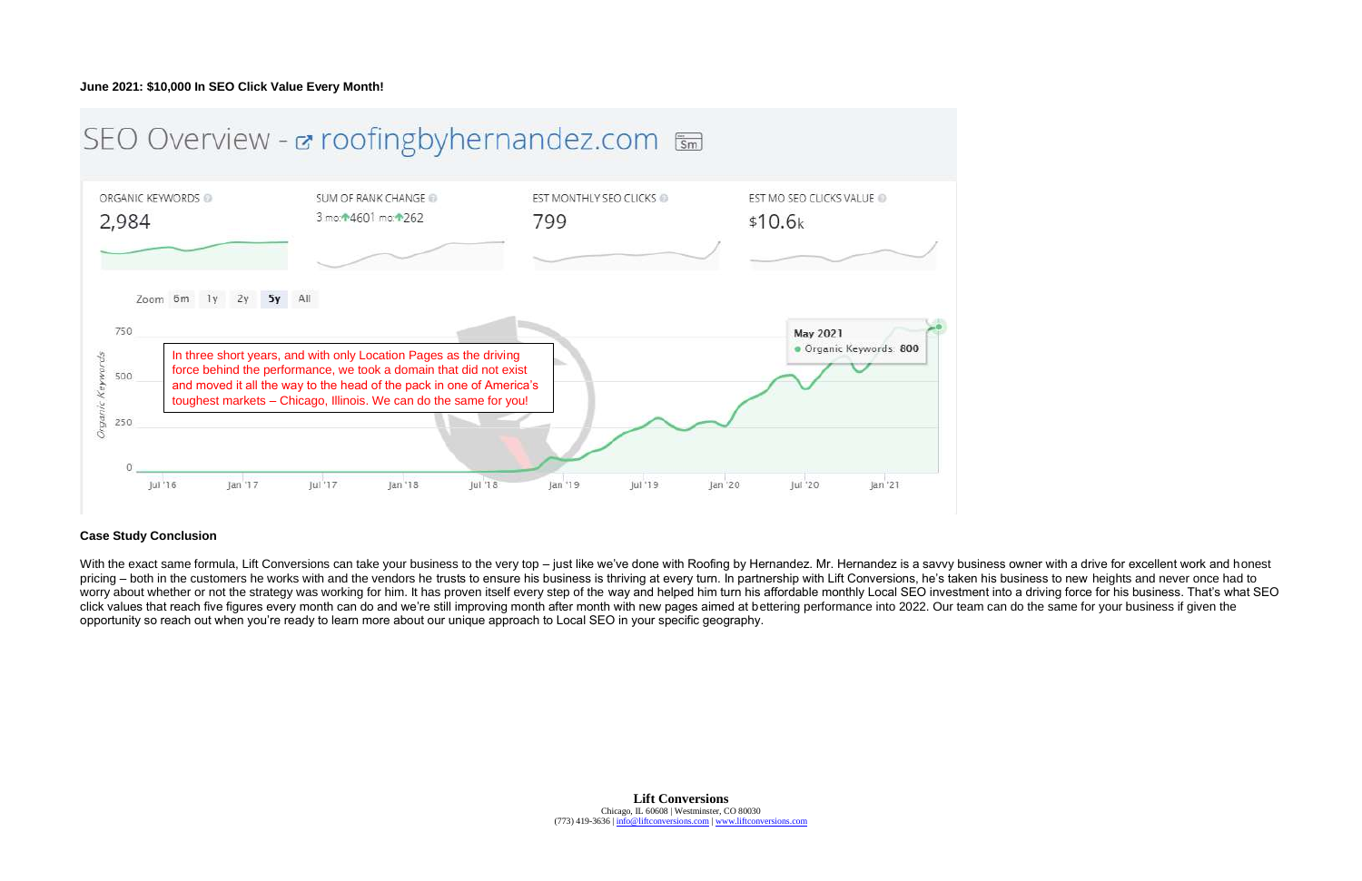**June 2021: $10,000 In SEO Click Value Every Month!**

SEO Overview - roofingbyhernandez.com

ORGANIC KEYWORDS
2,984

SUM OF RANK CHANGE
3 mo: 4601 mo: 262

EST MONTHLY SEO CLICKS
799

EST MO SEO CLICKS VALUE
$10.6k

Zoom 6m 1y 2y 5y All

750
500
250
0

Organic Keywords

Jul '16 Jan '17 Jul '17 Jan '18 Jul '18 Jan '19 Jul '19 Jan '20 Jul '20 Jan '21

May 2021
Organic Keywords: 800

In three short years, and with only Location Pages as the driving force behind the performance, we took a domain that did not exist and moved it all the way to the head of the pack in one of America's toughest markets – Chicago, Illinois. We can do the same for you!

**Case Study Conclusion**

With the exact same formula, Lift Conversions can take your business to the very top – just like we've done with Roofing by Hernandez. Mr. Hernandez is a savvy business owner with a drive for excellent work and honest pricing – both in the customers he works with and the vendors he trusts to ensure his business is thriving at every turn. In partnership with Lift Conversions, he's taken his business to new heights and never once had to worry about whether or not the strategy was working for him. It has proven itself every step of the way and helped him turn his affordable monthly Local SEO investment into a driving force for his business. That's what SEO click values that reach five figures every month can do and we're still improving month after month with new pages aimed at bettering performance into 2022. Our team can do the same for your business if given the opportunity so reach out when you're ready to learn more about our unique approach to Local SEO in your specific geography.

**Lift Conversions**
Chicago, IL 60608 | Westminster, CO 80030
(773) 419-3636 | info@liftconversions.com | www.liftconversions.com